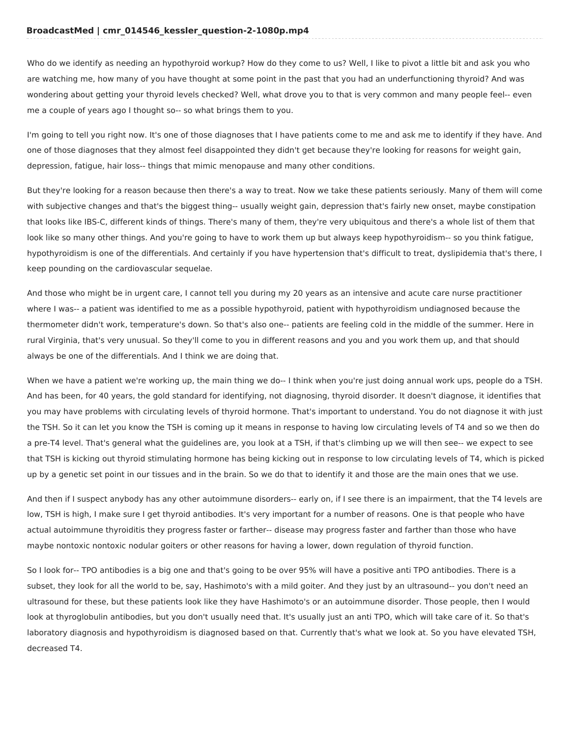**BroadcastMed | cmr_014546_kessler_question-2-1080p.mp4**

Who do we identify as needing an hypothyroid workup? How do they come to us? Well, I like to pivot a little bit and ask you who are watching me, how many of you have thought at some point in the past that you had an underfunctioning thyroid? And was wondering about getting your thyroid levels checked? Well, what drove you to that is very common and many people feel-- even me a couple of years ago I thought so-- so what brings them to you.

I'm going to tell you right now. It's one of those diagnoses that I have patients come to me and ask me to identify if they have. And one of those diagnoses that they almost feel disappointed they didn't get because they're looking for reasons for weight gain, depression, fatigue, hair loss-- things that mimic menopause and many other conditions.

But they're looking for a reason because then there's a way to treat. Now we take these patients seriously. Many of them will come with subjective changes and that's the biggest thing-- usually weight gain, depression that's fairly new onset, maybe constipation that looks like IBS-C, different kinds of things. There's many of them, they're very ubiquitous and there's a whole list of them that look like so many other things. And you're going to have to work them up but always keep hypothyroidism-- so you think fatigue, hypothyroidism is one of the differentials. And certainly if you have hypertension that's difficult to treat, dyslipidemia that's there, I keep pounding on the cardiovascular sequelae.

And those who might be in urgent care, I cannot tell you during my 20 years as an intensive and acute care nurse practitioner where I was-- a patient was identified to me as a possible hypothyroid, patient with hypothyroidism undiagnosed because the thermometer didn't work, temperature's down. So that's also one-- patients are feeling cold in the middle of the summer. Here in rural Virginia, that's very unusual. So they'll come to you in different reasons and you and you work them up, and that should always be one of the differentials. And I think we are doing that.

When we have a patient we're working up, the main thing we do-- I think when you're just doing annual work ups, people do a TSH. And has been, for 40 years, the gold standard for identifying, not diagnosing, thyroid disorder. It doesn't diagnose, it identifies that you may have problems with circulating levels of thyroid hormone. That's important to understand. You do not diagnose it with just the TSH. So it can let you know the TSH is coming up it means in response to having low circulating levels of T4 and so we then do a pre-T4 level. That's general what the guidelines are, you look at a TSH, if that's climbing up we will then see-- we expect to see that TSH is kicking out thyroid stimulating hormone has being kicking out in response to low circulating levels of T4, which is picked up by a genetic set point in our tissues and in the brain. So we do that to identify it and those are the main ones that we use.

And then if I suspect anybody has any other autoimmune disorders-- early on, if I see there is an impairment, that the T4 levels are low, TSH is high, I make sure I get thyroid antibodies. It's very important for a number of reasons. One is that people who have actual autoimmune thyroiditis they progress faster or farther-- disease may progress faster and farther than those who have maybe nontoxic nontoxic nodular goiters or other reasons for having a lower, down regulation of thyroid function.

So I look for-- TPO antibodies is a big one and that's going to be over 95% will have a positive anti TPO antibodies. There is a subset, they look for all the world to be, say, Hashimoto's with a mild goiter. And they just by an ultrasound-- you don't need an ultrasound for these, but these patients look like they have Hashimoto's or an autoimmune disorder. Those people, then I would look at thyroglobulin antibodies, but you don't usually need that. It's usually just an anti TPO, which will take care of it. So that's laboratory diagnosis and hypothyroidism is diagnosed based on that. Currently that's what we look at. So you have elevated TSH, decreased T4.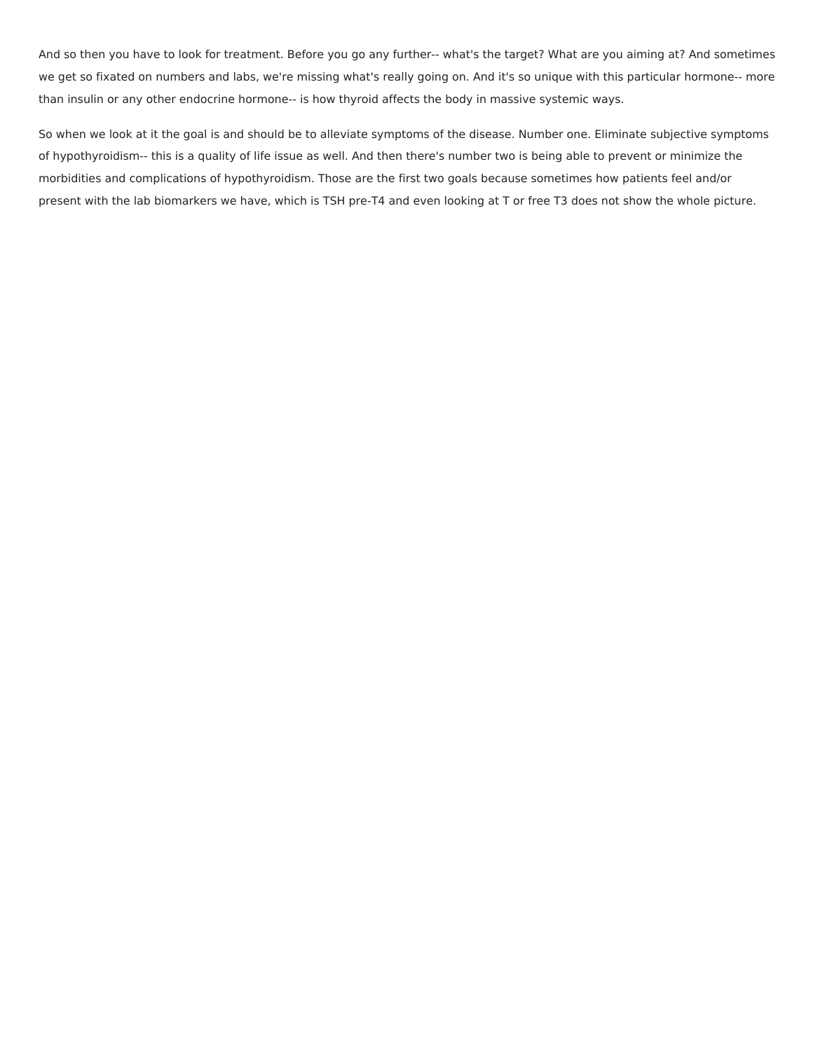And so then you have to look for treatment. Before you go any further-- what's the target? What are you aiming at? And sometimes we get so fixated on numbers and labs, we're missing what's really going on. And it's so unique with this particular hormone-- more than insulin or any other endocrine hormone-- is how thyroid affects the body in massive systemic ways.

So when we look at it the goal is and should be to alleviate symptoms of the disease. Number one. Eliminate subjective symptoms of hypothyroidism-- this is a quality of life issue as well. And then there's number two is being able to prevent or minimize the morbidities and complications of hypothyroidism. Those are the first two goals because sometimes how patients feel and/or present with the lab biomarkers we have, which is TSH pre-T4 and even looking at T or free T3 does not show the whole picture.